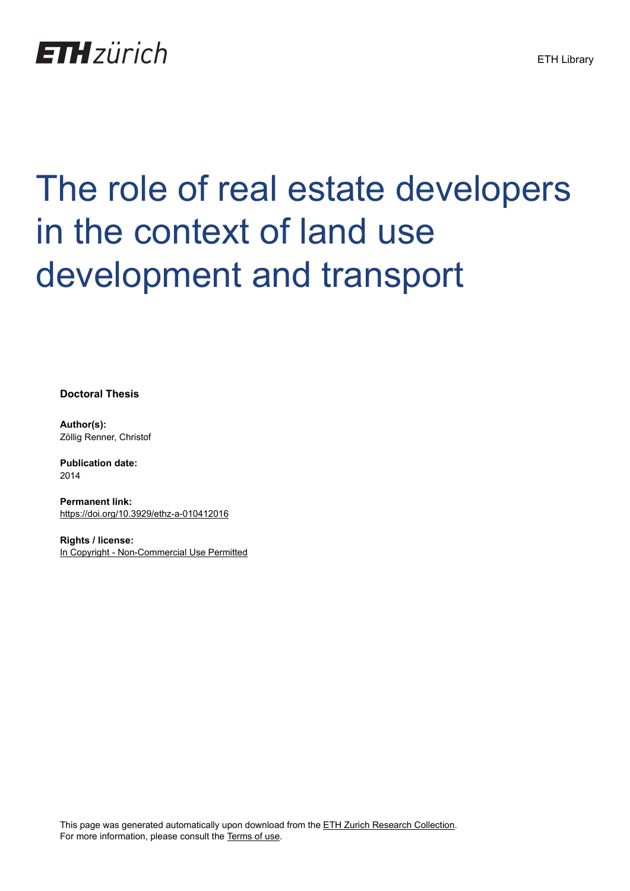ETH zürich

ETH Library

# The role of real estate developers in the context of land use development and transport

**Doctoral Thesis**

**Author(s):**
Zöllig Renner, Christof

**Publication date:**
2014

**Permanent link:**
https://doi.org/10.3929/ethz-a-010412016

**Rights / license:**
In Copyright - Non-Commercial Use Permitted

This page was generated automatically upon download from the ETH Zurich Research Collection.
For more information, please consult the Terms of use.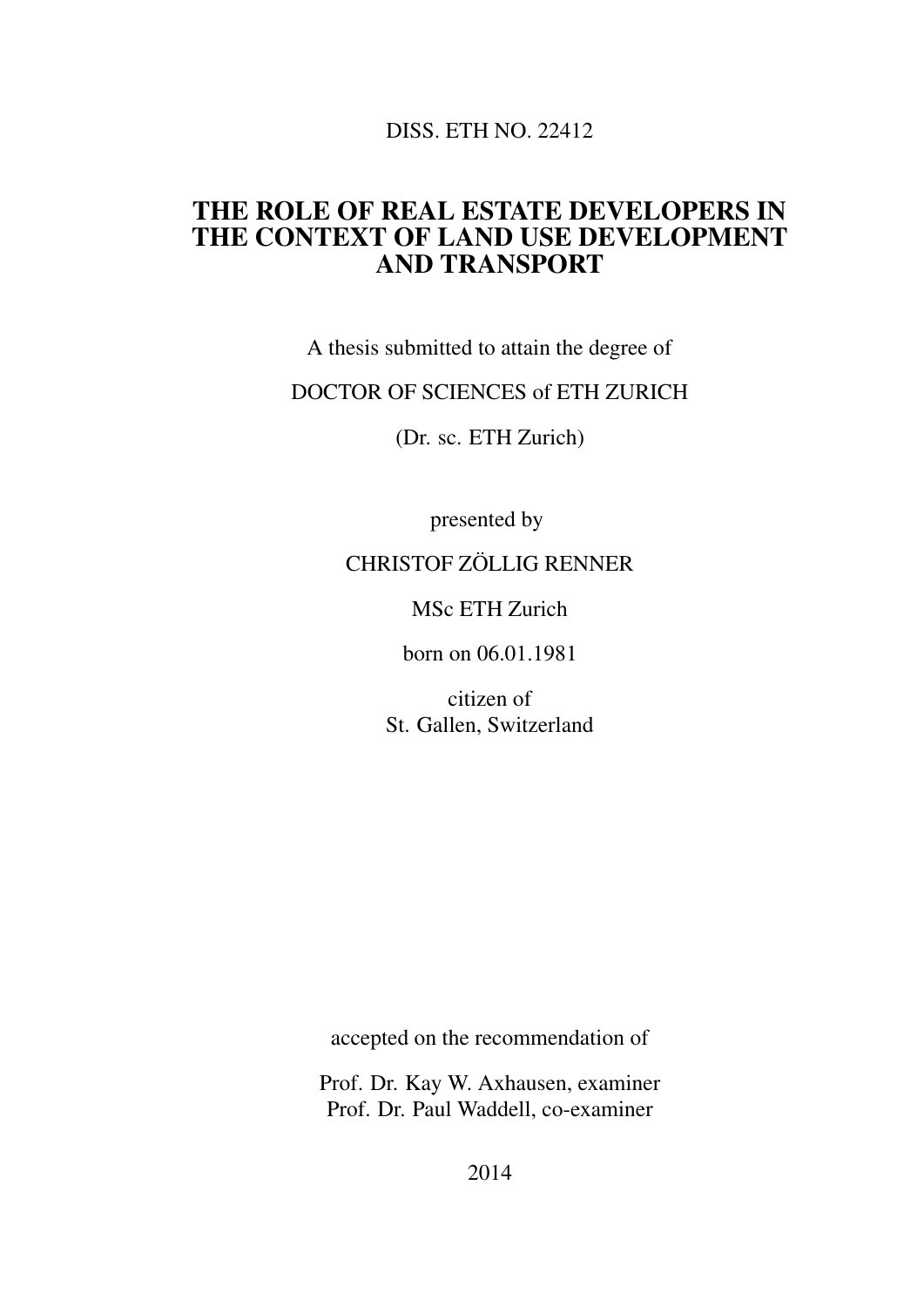DISS. ETH NO. 22412

# THE ROLE OF REAL ESTATE DEVELOPERS IN THE CONTEXT OF LAND USE DEVELOPMENT AND TRANSPORT

A thesis submitted to attain the degree of

DOCTOR OF SCIENCES of ETH ZURICH

(Dr. sc. ETH Zurich)

presented by

CHRISTOF ZÖLLIG RENNER

MSc ETH Zurich

born on 06.01.1981

citizen of
St. Gallen, Switzerland

accepted on the recommendation of

Prof. Dr. Kay W. Axhausen, examiner
Prof. Dr. Paul Waddell, co-examiner

2014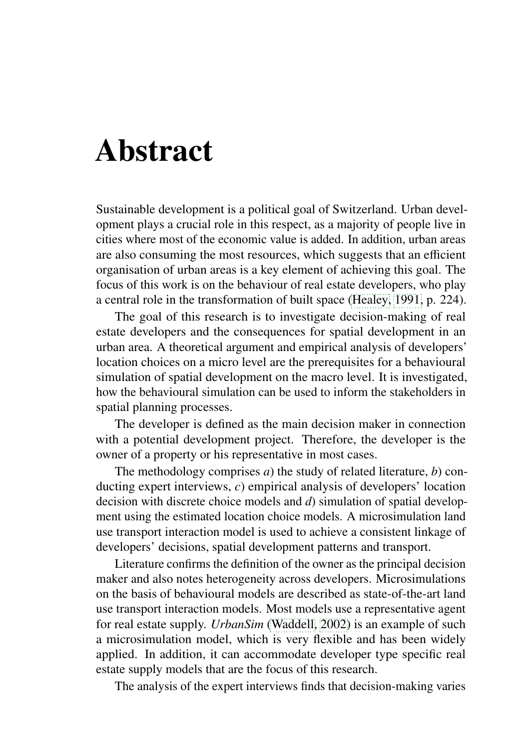# Abstract

Sustainable development is a political goal of Switzerland. Urban development plays a crucial role in this respect, as a majority of people live in cities where most of the economic value is added. In addition, urban areas are also consuming the most resources, which suggests that an efficient organisation of urban areas is a key element of achieving this goal. The focus of this work is on the behaviour of real estate developers, who play a central role in the transformation of built space (Healey, 1991, p. 224).

The goal of this research is to investigate decision-making of real estate developers and the consequences for spatial development in an urban area. A theoretical argument and empirical analysis of developers' location choices on a micro level are the prerequisites for a behavioural simulation of spatial development on the macro level. It is investigated, how the behavioural simulation can be used to inform the stakeholders in spatial planning processes.

The developer is defined as the main decision maker in connection with a potential development project. Therefore, the developer is the owner of a property or his representative in most cases.

The methodology comprises *a*) the study of related literature, *b*) conducting expert interviews, *c*) empirical analysis of developers' location decision with discrete choice models and *d*) simulation of spatial development using the estimated location choice models. A microsimulation land use transport interaction model is used to achieve a consistent linkage of developers' decisions, spatial development patterns and transport.

Literature confirms the definition of the owner as the principal decision maker and also notes heterogeneity across developers. Microsimulations on the basis of behavioural models are described as state-of-the-art land use transport interaction models. Most models use a representative agent for real estate supply. *UrbanSim* (Waddell, 2002) is an example of such a microsimulation model, which is very flexible and has been widely applied. In addition, it can accommodate developer type specific real estate supply models that are the focus of this research.

The analysis of the expert interviews finds that decision-making varies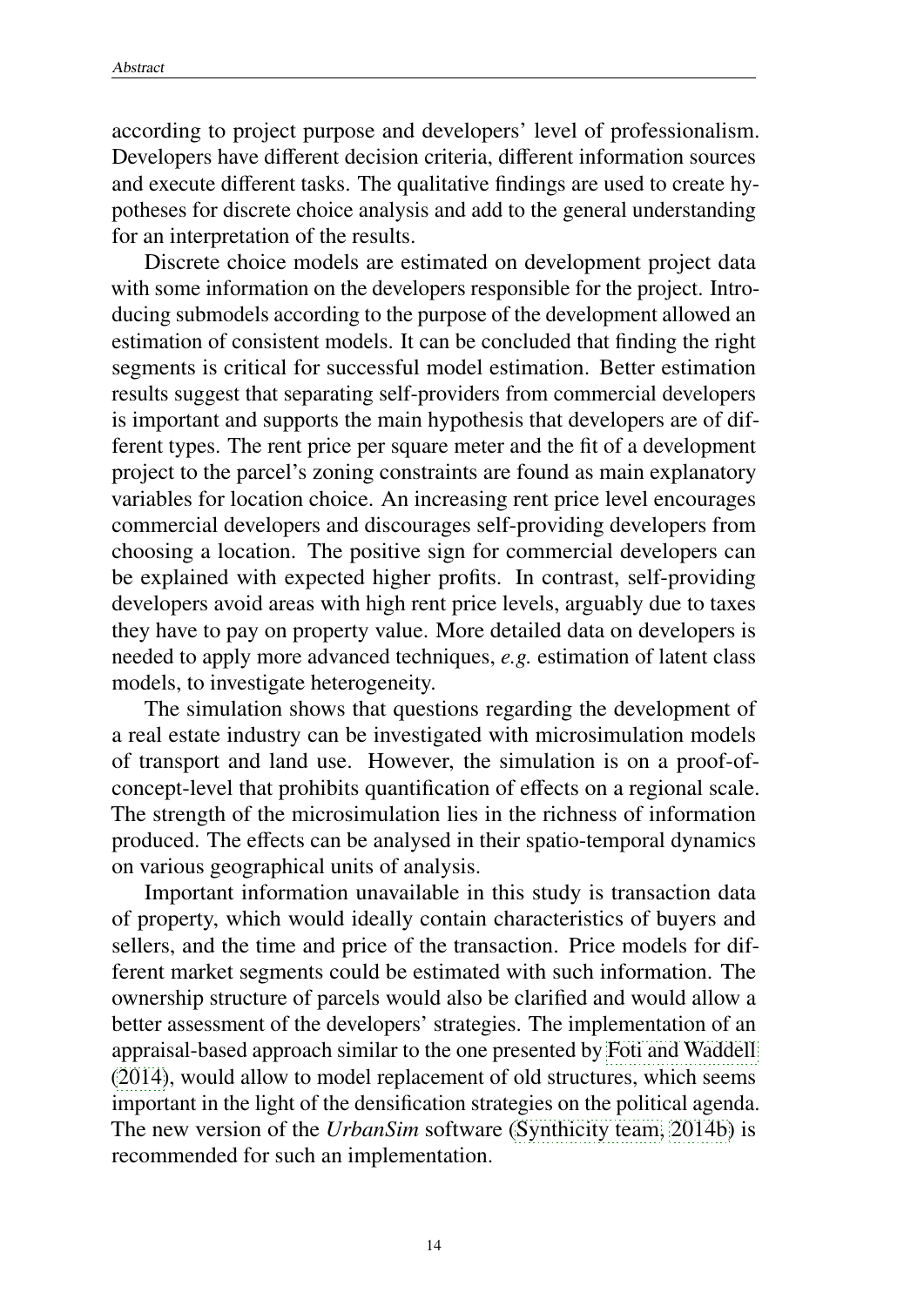according to project purpose and developers' level of professionalism. Developers have different decision criteria, different information sources and execute different tasks. The qualitative findings are used to create hypotheses for discrete choice analysis and add to the general understanding for an interpretation of the results.

Discrete choice models are estimated on development project data with some information on the developers responsible for the project. Introducing submodels according to the purpose of the development allowed an estimation of consistent models. It can be concluded that finding the right segments is critical for successful model estimation. Better estimation results suggest that separating self-providers from commercial developers is important and supports the main hypothesis that developers are of different types. The rent price per square meter and the fit of a development project to the parcel's zoning constraints are found as main explanatory variables for location choice. An increasing rent price level encourages commercial developers and discourages self-providing developers from choosing a location. The positive sign for commercial developers can be explained with expected higher profits. In contrast, self-providing developers avoid areas with high rent price levels, arguably due to taxes they have to pay on property value. More detailed data on developers is needed to apply more advanced techniques, *e.g.* estimation of latent class models, to investigate heterogeneity.

The simulation shows that questions regarding the development of a real estate industry can be investigated with microsimulation models of transport and land use. However, the simulation is on a proof-of-concept-level that prohibits quantification of effects on a regional scale. The strength of the microsimulation lies in the richness of information produced. The effects can be analysed in their spatio-temporal dynamics on various geographical units of analysis.

Important information unavailable in this study is transaction data of property, which would ideally contain characteristics of buyers and sellers, and the time and price of the transaction. Price models for different market segments could be estimated with such information. The ownership structure of parcels would also be clarified and would allow a better assessment of the developers' strategies. The implementation of an appraisal-based approach similar to the one presented by Foti and Waddell (2014), would allow to model replacement of old structures, which seems important in the light of the densification strategies on the political agenda. The new version of the *UrbanSim* software (Synthicity team, 2014b) is recommended for such an implementation.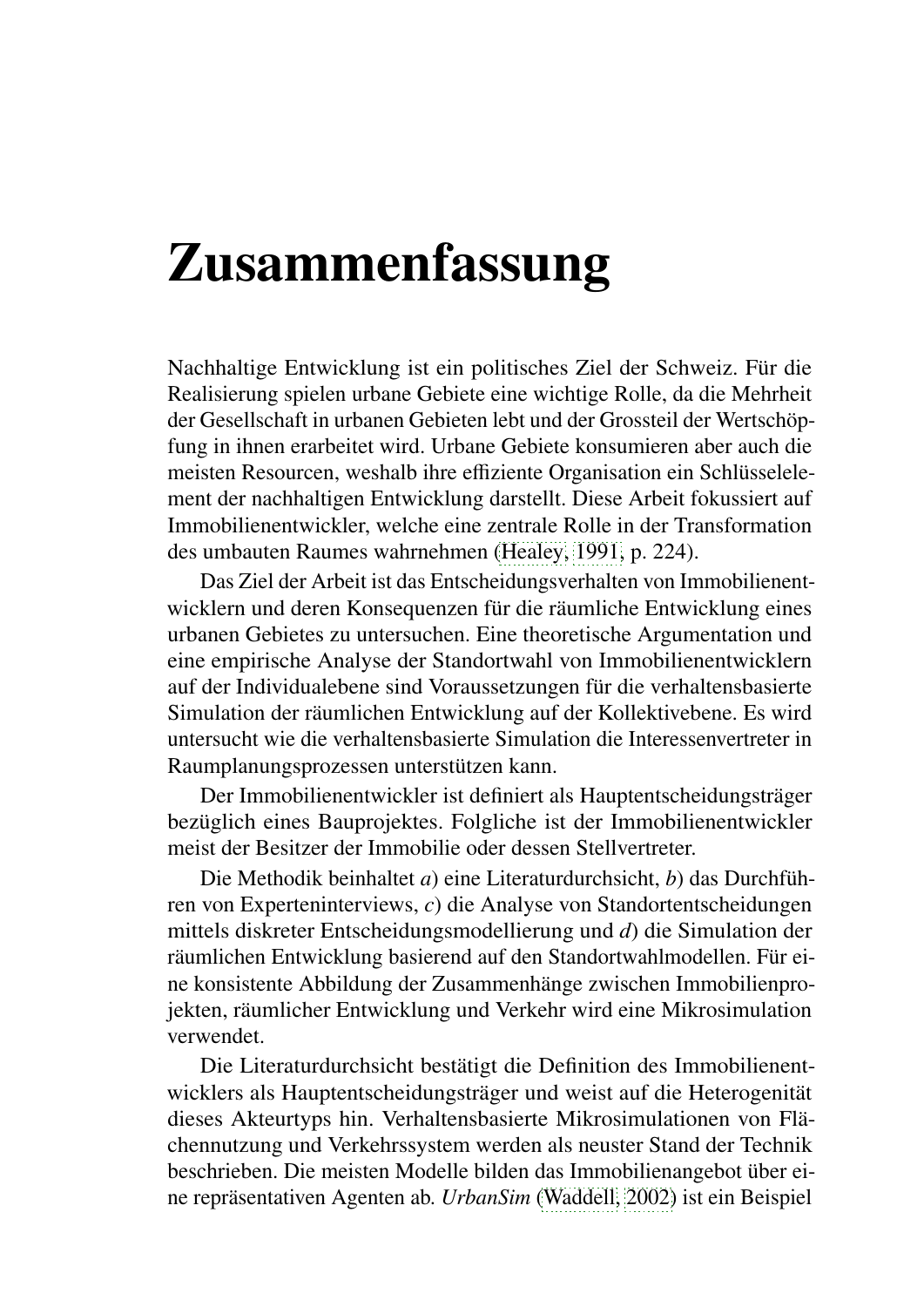# Zusammenfassung

Nachhaltige Entwicklung ist ein politisches Ziel der Schweiz. Für die Realisierung spielen urbane Gebiete eine wichtige Rolle, da die Mehrheit der Gesellschaft in urbanen Gebieten lebt und der Grossteil der Wertschöpfung in ihnen erarbeitet wird. Urbane Gebiete konsumieren aber auch die meisten Resourcen, weshalb ihre effiziente Organisation ein Schlüsselelement der nachhaltigen Entwicklung darstellt. Diese Arbeit fokussiert auf Immobilienentwickler, welche eine zentrale Rolle in der Transformation des umbauten Raumes wahrnehmen (Healey, 1991, p. 224).

Das Ziel der Arbeit ist das Entscheidungsverhalten von Immobilienentwicklern und deren Konsequenzen für die räumliche Entwicklung eines urbanen Gebietes zu untersuchen. Eine theoretische Argumentation und eine empirische Analyse der Standortwahl von Immobilienentwicklern auf der Individualebene sind Voraussetzungen für die verhaltensbasierte Simulation der räumlichen Entwicklung auf der Kollektivebene. Es wird untersucht wie die verhaltensbasierte Simulation die Interessenvertreter in Raumplanungsprozessen unterstützen kann.

Der Immobilienentwickler ist definiert als Hauptentscheidungsträger bezüglich eines Bauprojektes. Folgliche ist der Immobilienentwickler meist der Besitzer der Immobilie oder dessen Stellvertreter.

Die Methodik beinhaltet *a*) eine Literaturdurchsicht, *b*) das Durchführen von Experteninterviews, *c*) die Analyse von Standortentscheidungen mittels diskreter Entscheidungsmodellierung und *d*) die Simulation der räumlichen Entwicklung basierend auf den Standortwahlmodellen. Für eine konsistente Abbildung der Zusammenhänge zwischen Immobilienprojekten, räumlicher Entwicklung und Verkehr wird eine Mikrosimulation verwendet.

Die Literaturdurchsicht bestätigt die Definition des Immobilienentwicklers als Hauptentscheidungsträger und weist auf die Heterogenität dieses Akteurtyps hin. Verhaltensbasierte Mikrosimulationen von Flächennutzung und Verkehrssystem werden als neuster Stand der Technik beschrieben. Die meisten Modelle bilden das Immobilienangebot über eine repräsentativen Agenten ab. *UrbanSim* (Waddell, 2002) ist ein Beispiel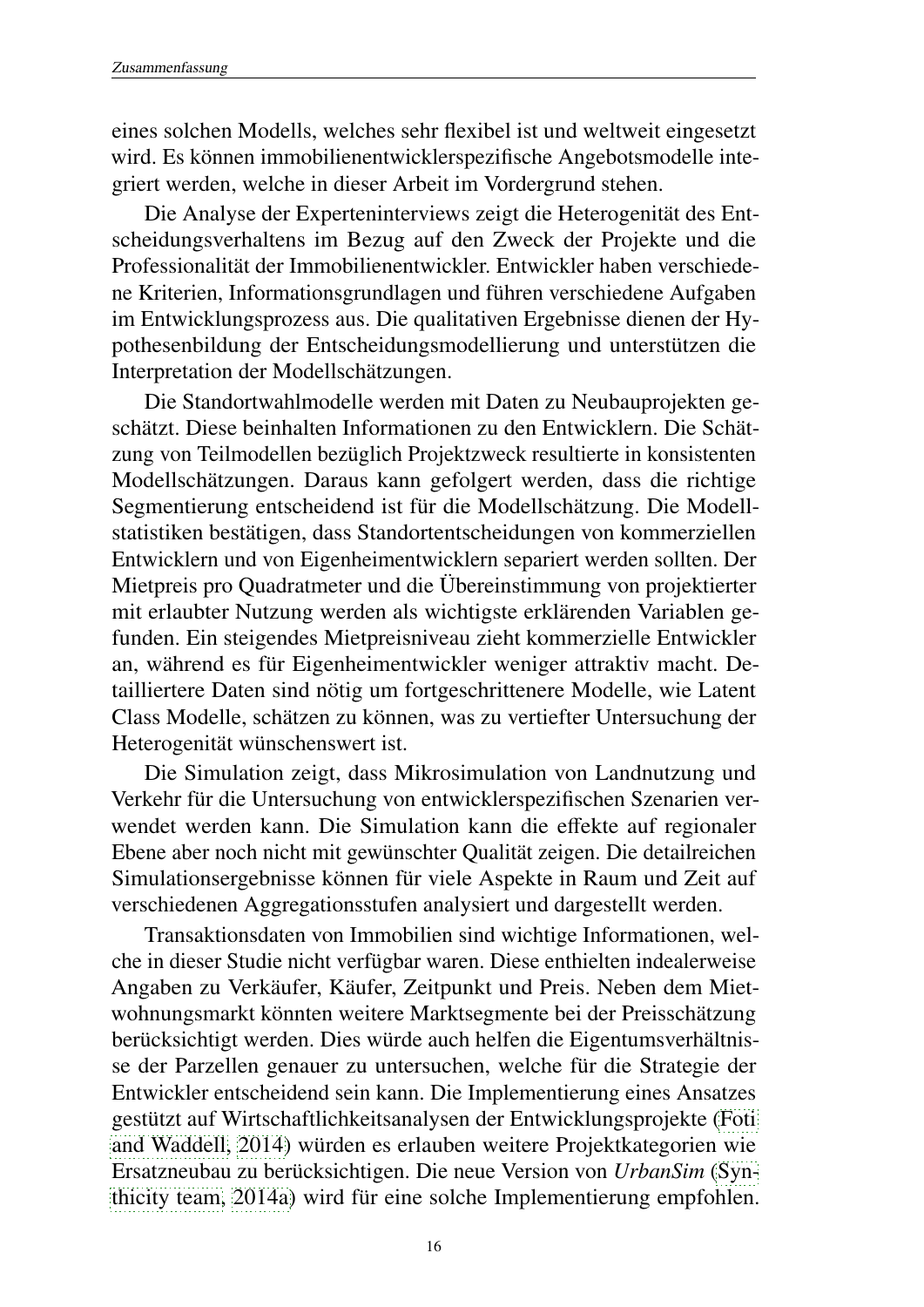eines solchen Modells, welches sehr flexibel ist und weltweit eingesetzt wird. Es können immobilienentwicklerspezifische Angebotsmodelle integriert werden, welche in dieser Arbeit im Vordergrund stehen.

Die Analyse der Experteninterviews zeigt die Heterogenität des Entscheidungsverhaltens im Bezug auf den Zweck der Projekte und die Professionalität der Immobilienentwickler. Entwickler haben verschiedene Kriterien, Informationsgrundlagen und führen verschiedene Aufgaben im Entwicklungsprozess aus. Die qualitativen Ergebnisse dienen der Hypothesenbildung der Entscheidungsmodellierung und unterstützen die Interpretation der Modellschätzungen.

Die Standortwahlmodelle werden mit Daten zu Neubauprojekten geschätzt. Diese beinhalten Informationen zu den Entwicklern. Die Schätzung von Teilmodellen bezüglich Projektzweck resultierte in konsistenten Modellschätzungen. Daraus kann gefolgert werden, dass die richtige Segmentierung entscheidend ist für die Modellschätzung. Die Modellstatistiken bestätigen, dass Standortentscheidungen von kommerziellen Entwicklern und von Eigenheimentwicklern separiert werden sollten. Der Mietpreis pro Quadratmeter und die Übereinstimmung von projektierter mit erlaubter Nutzung werden als wichtigste erklärenden Variablen gefunden. Ein steigendes Mietpreisniveau zieht kommerzielle Entwickler an, während es für Eigenheimentwickler weniger attraktiv macht. Detailliertere Daten sind nötig um fortgeschrittenere Modelle, wie Latent Class Modelle, schätzen zu können, was zu vertiefter Untersuchung der Heterogenität wünschenswert ist.

Die Simulation zeigt, dass Mikrosimulation von Landnutzung und Verkehr für die Untersuchung von entwicklerspezifischen Szenarien verwendet werden kann. Die Simulation kann die effekte auf regionaler Ebene aber noch nicht mit gewünschter Qualität zeigen. Die detailreichen Simulationsergebnisse können für viele Aspekte in Raum und Zeit auf verschiedenen Aggregationsstufen analysiert und dargestellt werden.

Transaktionsdaten von Immobilien sind wichtige Informationen, welche in dieser Studie nicht verfügbar waren. Diese enthielten indealerweise Angaben zu Verkäufer, Käufer, Zeitpunkt und Preis. Neben dem Mietwohnungsmarkt könnten weitere Marktsegmente bei der Preisschätzung berücksichtigt werden. Dies würde auch helfen die Eigentumsverhältnisse der Parzellen genauer zu untersuchen, welche für die Strategie der Entwickler entscheidend sein kann. Die Implementierung eines Ansatzes gestützt auf Wirtschaftlichkeitsanalysen der Entwicklungsprojekte (Foti and Waddell, 2014) würden es erlauben weitere Projektkategorien wie Ersatzneubau zu berücksichtigen. Die neue Version von *UrbanSim* (Synthicity team, 2014a) wird für eine solche Implementierung empfohlen.